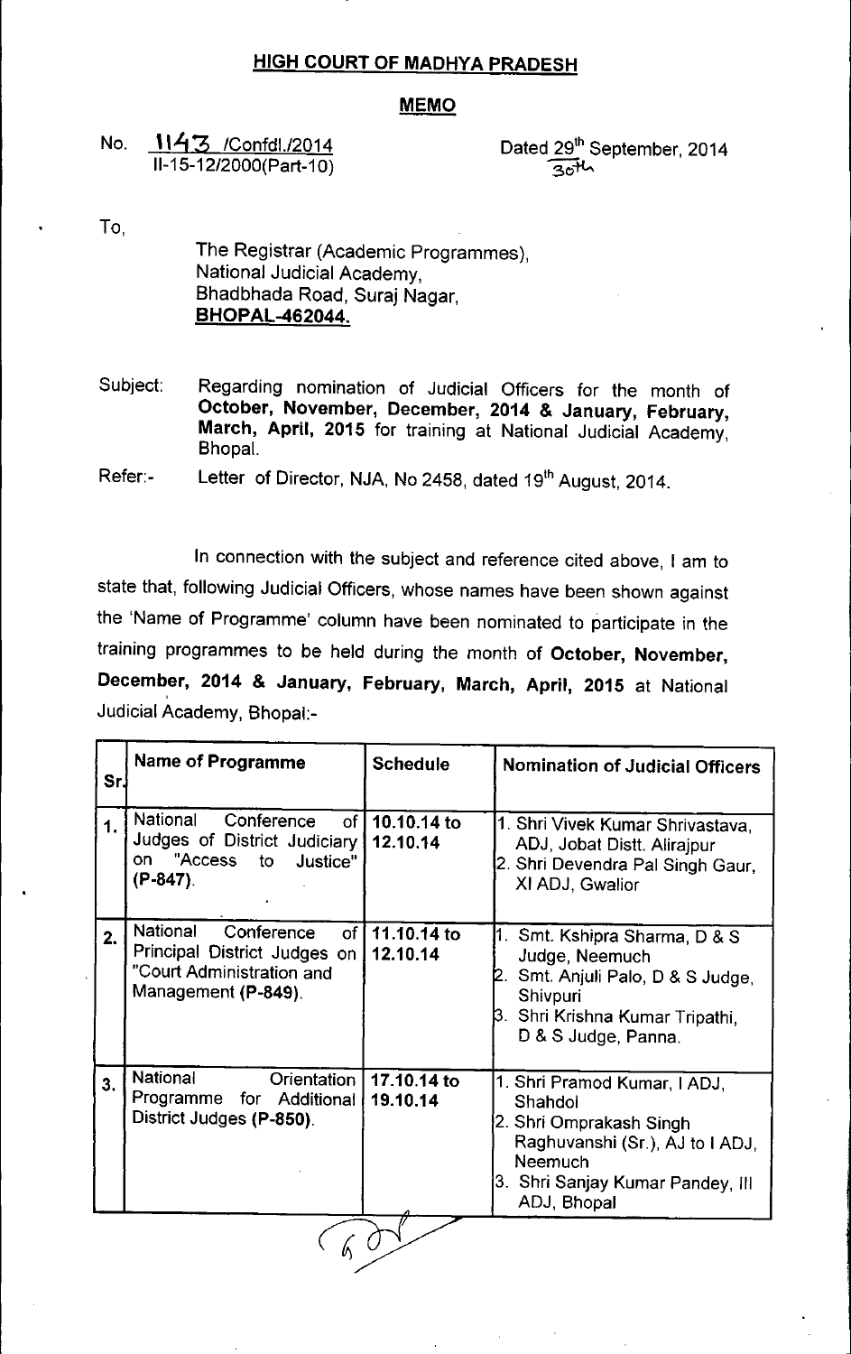## HIGH COURT OF MADHYA PRADESH

## MEMO

No. 1143 /Confdl./2014
II-15-12/2000(Part-10)

Dated 29th September, 2014
30th

To,

The Registrar (Academic Programmes),
National Judicial Academy,
Bhadbhada Road, Suraj Nagar,
**BHOPAL-462044.**

Subject: Regarding nomination of Judicial Officers for the month of **October, November, December, 2014 & January, February, March, April, 2015** for training at National Judicial Academy, Bhopal.

Refer:- Letter of Director, NJA, No 2458, dated 19th August, 2014.

In connection with the subject and reference cited above, I am to state that, following Judicial Officers, whose names have been shown against the 'Name of Programme' column have been nominated to participate in the training programmes to be held during the month of **October, November, December, 2014 & January, February, March, April, 2015** at National Judicial Academy, Bhopal:-

| Sr. | Name of Programme | Schedule | Nomination of Judicial Officers |
|---|---|---|---|
| 1. | National Conference of Judges of District Judiciary on "Access to Justice" **(P-847)**. | **10.10.14 to 12.10.14** | 1. Shri Vivek Kumar Shrivastava, ADJ, Jobat Distt. Alirajpur<br>2. Shri Devendra Pal Singh Gaur, XI ADJ, Gwalior |
| 2. | National Conference of Principal District Judges on "Court Administration and Management **(P-849)**. | **11.10.14 to 12.10.14** | 1. Smt. Kshipra Sharma, D & S Judge, Neemuch<br>2. Smt. Anjuli Palo, D & S Judge, Shivpuri<br>3. Shri Krishna Kumar Tripathi, D & S Judge, Panna. |
| 3. | National Orientation Programme for Additional District Judges **(P-850)**. | **17.10.14 to 19.10.14** | 1. Shri Pramod Kumar, I ADJ, Shahdol<br>2. Shri Omprakash Singh Raghuvanshi (Sr.), AJ to I ADJ, Neemuch<br>3. Shri Sanjay Kumar Pandey, III ADJ, Bhopal |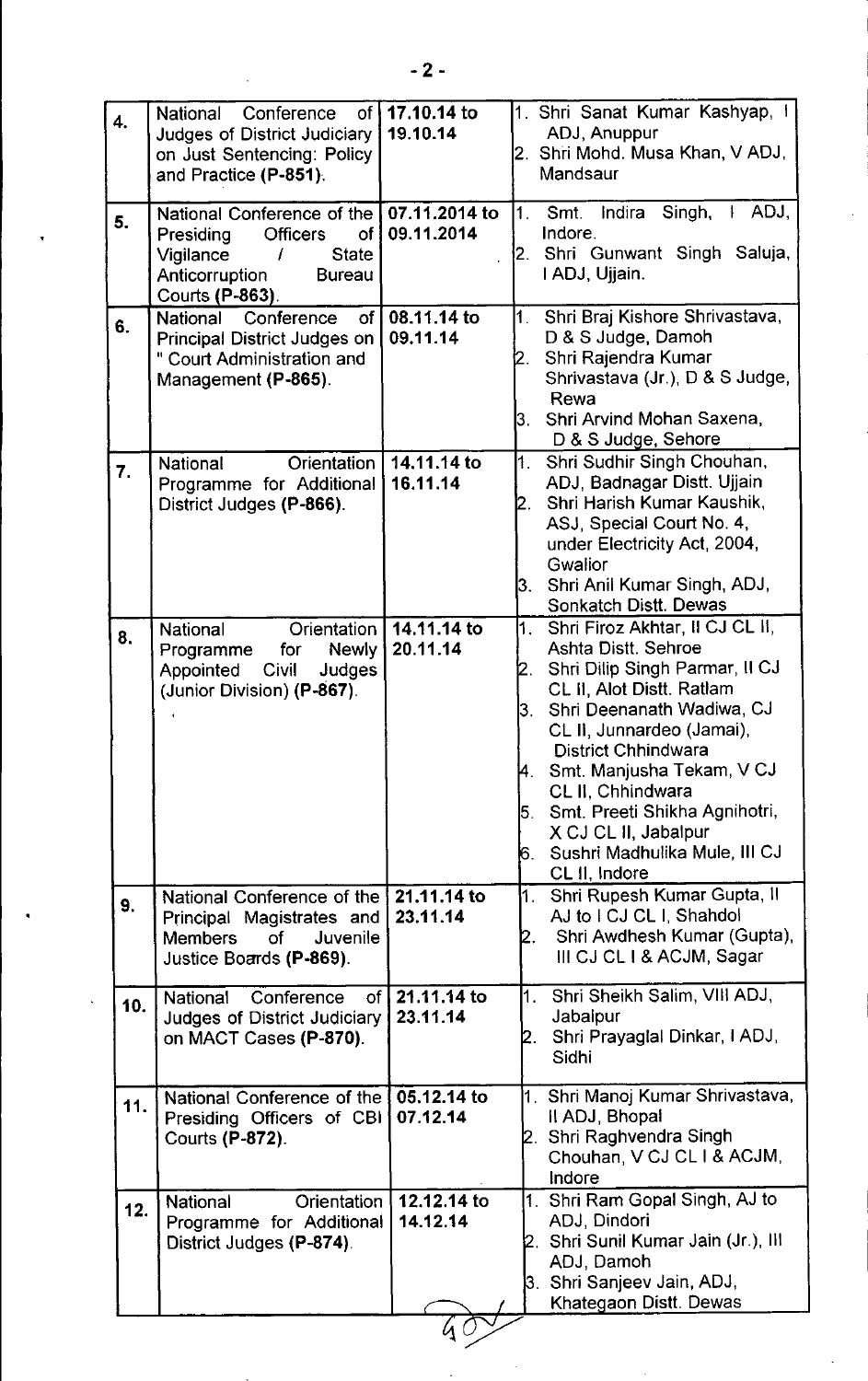| 4. | National Conference of Judges of District Judiciary on Just Sentencing: Policy and Practice **(P-851)**. | **17.10.14 to 19.10.14** | 1. Shri Sanat Kumar Kashyap, I ADJ, Anuppur<br>2. Shri Mohd. Musa Khan, V ADJ, Mandsaur |
|---|---|---|---|
| 5. | National Conference of the Presiding Officers of Vigilance / State Anticorruption Bureau Courts **(P-863)**. | **07.11.2014 to 09.11.2014** | 1. Smt. Indira Singh, I ADJ, Indore.<br>2. Shri Gunwant Singh Saluja, I ADJ, Ujjain. |
| 6. | National Conference of Principal District Judges on " Court Administration and Management **(P-865)**. | **08.11.14 to 09.11.14** | 1. Shri Braj Kishore Shrivastava, D & S Judge, Damoh<br>2. Shri Rajendra Kumar Shrivastava (Jr.), D & S Judge, Rewa<br>3. Shri Arvind Mohan Saxena, D & S Judge, Sehore |
| 7. | National Orientation Programme for Additional District Judges **(P-866)**. | **14.11.14 to 16.11.14** | 1. Shri Sudhir Singh Chouhan, ADJ, Badnagar Distt. Ujjain<br>2. Shri Harish Kumar Kaushik, ASJ, Special Court No. 4, under Electricity Act, 2004, Gwalior<br>3. Shri Anil Kumar Singh, ADJ, Sonkatch Distt. Dewas |
| 8. | National Orientation Programme for Newly Appointed Civil Judges (Junior Division) **(P-867)**. | **14.11.14 to 20.11.14** | 1. Shri Firoz Akhtar, II CJ CL II, Ashta Distt. Sehroe<br>2. Shri Dilip Singh Parmar, II CJ CL II, Alot Distt. Ratlam<br>3. Shri Deenanath Wadiwa, CJ CL II, Junnardeo (Jamai), District Chhindwara<br>4. Smt. Manjusha Tekam, V CJ CL II, Chhindwara<br>5. Smt. Preeti Shikha Agnihotri, X CJ CL II, Jabalpur<br>6. Sushri Madhulika Mule, III CJ CL II, Indore |
| 9. | National Conference of the Principal Magistrates and Members of Juvenile Justice Boards **(P-869)**. | **21.11.14 to 23.11.14** | 1. Shri Rupesh Kumar Gupta, II AJ to I CJ CL I, Shahdol<br>2. Shri Awdhesh Kumar (Gupta), III CJ CL I & ACJM, Sagar |
| 10. | National Conference of Judges of District Judiciary on MACT Cases **(P-870)**. | **21.11.14 to 23.11.14** | 1. Shri Sheikh Salim, VIII ADJ, Jabalpur<br>2. Shri Prayaglal Dinkar, I ADJ, Sidhi |
| 11. | National Conference of the Presiding Officers of CBI Courts **(P-872)**. | **05.12.14 to 07.12.14** | 1. Shri Manoj Kumar Shrivastava, II ADJ, Bhopal<br>2. Shri Raghvendra Singh Chouhan, V CJ CL I & ACJM, Indore |
| 12. | National Orientation Programme for Additional District Judges **(P-874)**. | **12.12.14 to 14.12.14** | 1. Shri Ram Gopal Singh, AJ to ADJ, Dindori<br>2. Shri Sunil Kumar Jain (Jr.), III ADJ, Damoh<br>3. Shri Sanjeev Jain, ADJ, Khategaon Distt. Dewas |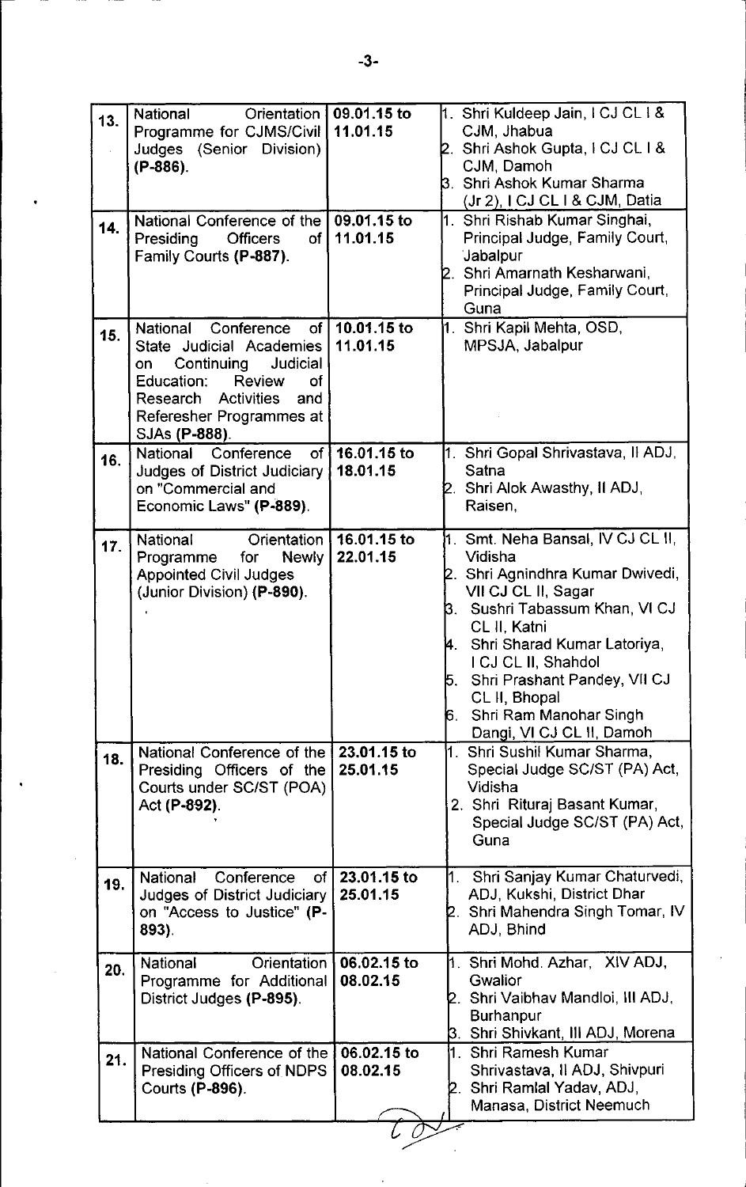| 13. | National Orientation Programme for CJMS/Civil Judges (Senior Division) **(P-886)**. | 09.01.15 to 11.01.15 | 1. Shri Kuldeep Jain, I CJ CL I & CJM, Jhabua<br>2. Shri Ashok Gupta, I CJ CL I & CJM, Damoh<br>3. Shri Ashok Kumar Sharma (Jr 2), I CJ CL I & CJM, Datia |
|---|---|---|---|
| 14. | National Conference of the Presiding Officers of Family Courts **(P-887)**. | 09.01.15 to 11.01.15 | 1. Shri Rishab Kumar Singhai, Principal Judge, Family Court, Jabalpur<br>2. Shri Amarnath Kesharwani, Principal Judge, Family Court, Guna |
| 15. | National Conference of State Judicial Academies on Continuing Judicial Education: Review of Research Activities and Referesher Programmes at SJAs **(P-888)**. | 10.01.15 to 11.01.15 | 1. Shri Kapil Mehta, OSD, MPSJA, Jabalpur |
| 16. | National Conference of Judges of District Judiciary on "Commercial and Economic Laws" **(P-889)**. | 16.01.15 to 18.01.15 | 1. Shri Gopal Shrivastava, II ADJ, Satna<br>2. Shri Alok Awasthy, II ADJ, Raisen, |
| 17. | National Orientation Programme for Newly Appointed Civil Judges (Junior Division) **(P-890)**. | 16.01.15 to 22.01.15 | 1. Smt. Neha Bansal, IV CJ CL II, Vidisha<br>2. Shri Agnindhra Kumar Dwivedi, VII CJ CL II, Sagar<br>3. Sushri Tabassum Khan, VI CJ CL II, Katni<br>4. Shri Sharad Kumar Latoriya, I CJ CL II, Shahdol<br>5. Shri Prashant Pandey, VII CJ CL II, Bhopal<br>6. Shri Ram Manohar Singh Dangi, VI CJ CL II, Damoh |
| 18. | National Conference of the Presiding Officers of the Courts under SC/ST (POA) Act **(P-892)**. | 23.01.15 to 25.01.15 | 1. Shri Sushil Kumar Sharma, Special Judge SC/ST (PA) Act, Vidisha<br>2. Shri Rituraj Basant Kumar, Special Judge SC/ST (PA) Act, Guna |
| 19. | National Conference of Judges of District Judiciary on "Access to Justice" **(P-893)**. | 23.01.15 to 25.01.15 | 1. Shri Sanjay Kumar Chaturvedi, ADJ, Kukshi, District Dhar<br>2. Shri Mahendra Singh Tomar, IV ADJ, Bhind |
| 20. | National Orientation Programme for Additional District Judges **(P-895)**. | 06.02.15 to 08.02.15 | 1. Shri Mohd. Azhar, XIV ADJ, Gwalior<br>2. Shri Vaibhav Mandloi, III ADJ, Burhanpur<br>3. Shri Shivkant, III ADJ, Morena |
| 21. | National Conference of the Presiding Officers of NDPS Courts **(P-896)**. | 06.02.15 to 08.02.15 | 1. Shri Ramesh Kumar Shrivastava, II ADJ, Shivpuri<br>2. Shri Ramlal Yadav, ADJ, Manasa, District Neemuch |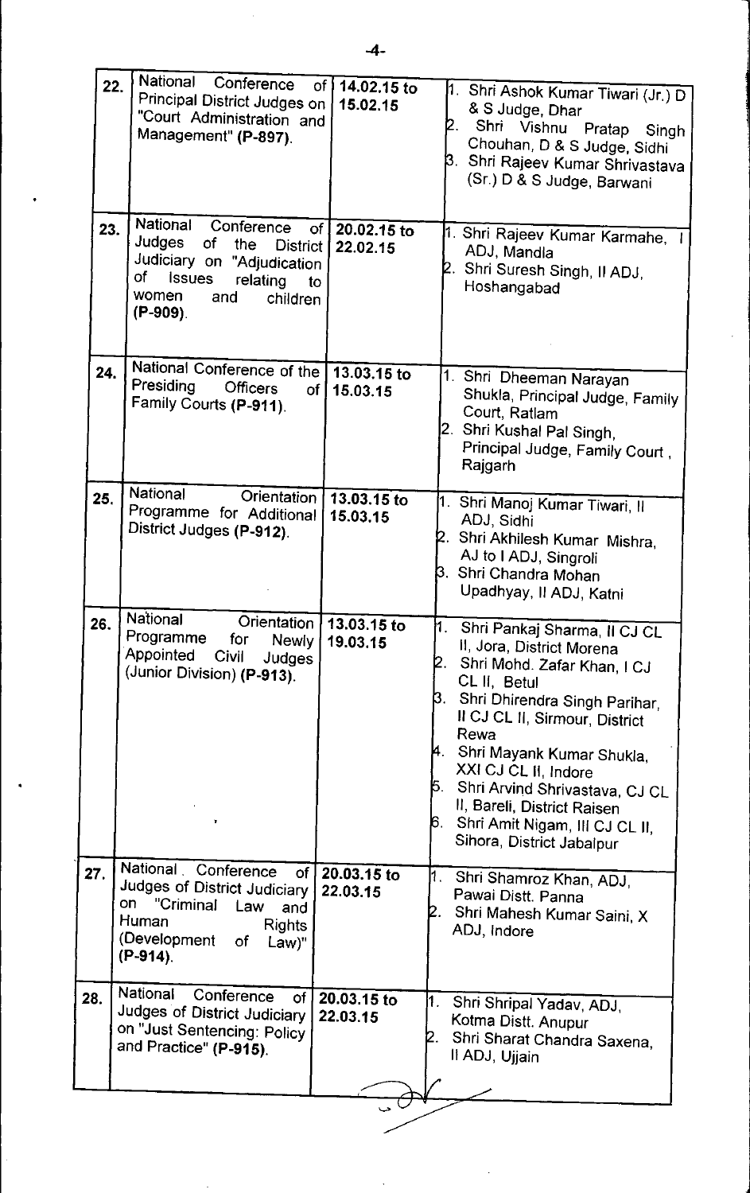| 22. | National Conference of Principal District Judges on "Court Administration and Management" **(P-897)**. | 14.02.15 to 15.02.15 | 1. Shri Ashok Kumar Tiwari (Jr.) D & S Judge, Dhar<br>2. Shri Vishnu Pratap Singh Chouhan, D & S Judge, Sidhi<br>3. Shri Rajeev Kumar Shrivastava (Sr.) D & S Judge, Barwani |
|---|---|---|---|
| 23. | National Conference of Judges of the District Judiciary on "Adjudication of Issues relating to women and children **(P-909)**. | 20.02.15 to 22.02.15 | 1. Shri Rajeev Kumar Karmahe, I ADJ, Mandla<br>2. Shri Suresh Singh, II ADJ, Hoshangabad |
| 24. | National Conference of the Presiding Officers of Family Courts **(P-911)**. | 13.03.15 to 15.03.15 | 1. Shri Dheeman Narayan Shukla, Principal Judge, Family Court, Ratlam<br>2. Shri Kushal Pal Singh, Principal Judge, Family Court, Rajgarh |
| 25. | National Orientation Programme for Additional District Judges **(P-912)**. | 13.03.15 to 15.03.15 | 1. Shri Manoj Kumar Tiwari, II ADJ, Sidhi<br>2. Shri Akhilesh Kumar Mishra, AJ to I ADJ, Singroli<br>3. Shri Chandra Mohan Upadhyay, II ADJ, Katni |
| 26. | National Orientation Programme for Newly Appointed Civil Judges (Junior Division) **(P-913)**. | 13.03.15 to 19.03.15 | 1. Shri Pankaj Sharma, II CJ CL II, Jora, District Morena<br>2. Shri Mohd. Zafar Khan, I CJ CL II, Betul<br>3. Shri Dhirendra Singh Parihar, II CJ CL II, Sirmour, District Rewa<br>4. Shri Mayank Kumar Shukla, XXI CJ CL II, Indore<br>5. Shri Arvind Shrivastava, CJ CL II, Bareli, District Raisen<br>6. Shri Amit Nigam, III CJ CL II, Sihora, District Jabalpur |
| 27. | National Conference of Judges of District Judiciary on "Criminal Law and Human Rights (Development of Law)" **(P-914)**. | 20.03.15 to 22.03.15 | 1. Shri Shamroz Khan, ADJ, Pawai Distt. Panna<br>2. Shri Mahesh Kumar Saini, X ADJ, Indore |
| 28. | National Conference of Judges of District Judiciary on "Just Sentencing: Policy and Practice" **(P-915)**. | 20.03.15 to 22.03.15 | 1. Shri Shripal Yadav, ADJ, Kotma Distt. Anupur<br>2. Shri Sharat Chandra Saxena, II ADJ, Ujjain |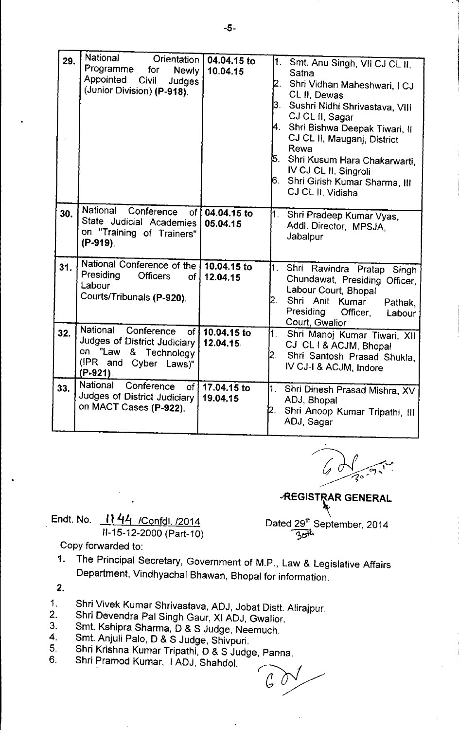| 29. | National Orientation Programme for Newly Appointed Civil Judges (Junior Division) **(P-918)**. | 04.04.15 to 10.04.15 | 1. Smt. Anu Singh, VII CJ CL II, Satna<br>2. Shri Vidhan Maheshwari, I CJ CL II, Dewas<br>3. Sushri Nidhi Shrivastava, VIII CJ CL II, Sagar<br>4. Shri Bishwa Deepak Tiwari, II CJ CL II, Mauganj, District Rewa<br>5. Shri Kusum Hara Chakarwarti, IV CJ CL II, Singroli<br>6. Shri Girish Kumar Sharma, III CJ CL II, Vidisha |
|---|---|---|---|
| 30. | National Conference of State Judicial Academies on "Training of Trainers" **(P-919)**. | 04.04.15 to 05.04.15 | 1. Shri Pradeep Kumar Vyas, Addl. Director, MPSJA, Jabalpur |
| 31. | National Conference of the Presiding Officers of Labour Courts/Tribunals **(P-920)**. | 10.04.15 to 12.04.15 | 1. Shri Ravindra Pratap Singh Chundawat, Presiding Officer, Labour Court, Bhopal<br>2. Shri Anil Kumar Pathak, Presiding Officer, Labour Court, Gwalior |
| 32. | National Conference of Judges of District Judiciary on "Law & Technology (IPR and Cyber Laws)" **(P-921)**. | 10.04.15 to 12.04.15 | 1. Shri Manoj Kumar Tiwari, XII CJ CL I & ACJM, Bhopal<br>2. Shri Santosh Prasad Shukla, IV CJ-I & ACJM, Indore |
| 33. | National Conference of Judges of District Judiciary on MACT Cases **(P-922)**. | 17.04.15 to 19.04.15 | 1. Shri Dinesh Prasad Mishra, XV ADJ, Bhopal<br>2. Shri Anoop Kumar Tripathi, III ADJ, Sagar |

**REGISTRAR GENERAL**

Endt. No. 1144 /Confdl. /2014
II-15-12-2000 (Part-10)

Dated 29th September, 2014 (30th)

Copy forwarded to:

1. The Principal Secretary, Government of M.P., Law & Legislative Affairs Department, Vindhyachal Bhawan, Bhopal for information.
2. 

1. Shri Vivek Kumar Shrivastava, ADJ, Jobat Distt. Alirajpur.
2. Shri Devendra Pal Singh Gaur, XI ADJ, Gwalior.
3. Smt. Kshipra Sharma, D & S Judge, Neemuch.
4. Smt. Anjuli Palo, D & S Judge, Shivpuri.
5. Shri Krishna Kumar Tripathi, D & S Judge, Panna.
6. Shri Pramod Kumar, I ADJ, Shahdol.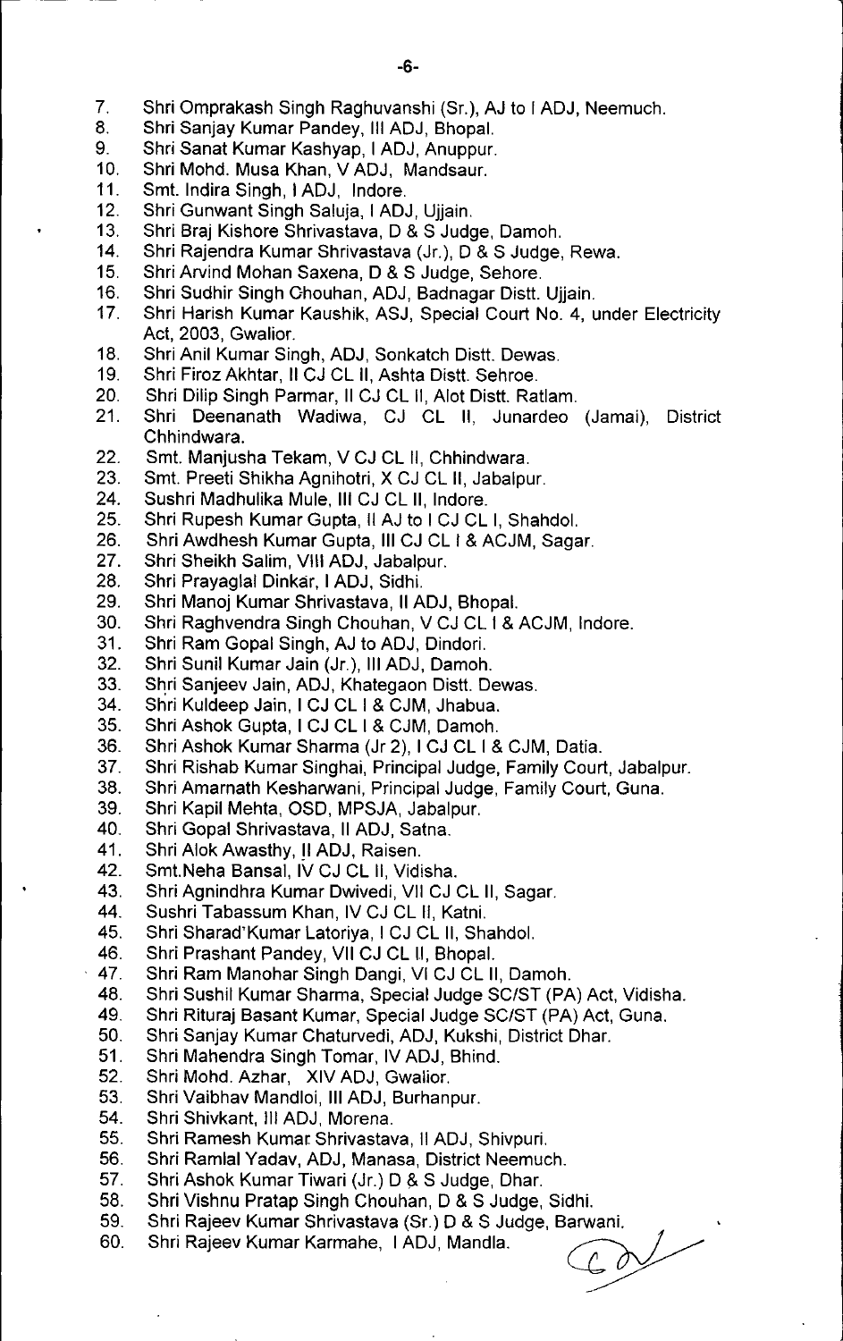7. Shri Omprakash Singh Raghuvanshi (Sr.), AJ to I ADJ, Neemuch.
8. Shri Sanjay Kumar Pandey, III ADJ, Bhopal.
9. Shri Sanat Kumar Kashyap, I ADJ, Anuppur.
10. Shri Mohd. Musa Khan, V ADJ, Mandsaur.
11. Smt. Indira Singh, I ADJ, Indore.
12. Shri Gunwant Singh Saluja, I ADJ, Ujjain.
13. Shri Braj Kishore Shrivastava, D & S Judge, Damoh.
14. Shri Rajendra Kumar Shrivastava (Jr.), D & S Judge, Rewa.
15. Shri Arvind Mohan Saxena, D & S Judge, Sehore.
16. Shri Sudhir Singh Chouhan, ADJ, Badnagar Distt. Ujjain.
17. Shri Harish Kumar Kaushik, ASJ, Special Court No. 4, under Electricity Act, 2003, Gwalior.
18. Shri Anil Kumar Singh, ADJ, Sonkatch Distt. Dewas.
19. Shri Firoz Akhtar, II CJ CL II, Ashta Distt. Sehroe.
20. Shri Dilip Singh Parmar, II CJ CL II, Alot Distt. Ratlam.
21. Shri Deenanath Wadiwa, CJ CL II, Junardeo (Jamai), District Chhindwara.
22. Smt. Manjusha Tekam, V CJ CL II, Chhindwara.
23. Smt. Preeti Shikha Agnihotri, X CJ CL II, Jabalpur.
24. Sushri Madhulika Mule, III CJ CL II, Indore.
25. Shri Rupesh Kumar Gupta, II AJ to I CJ CL I, Shahdol.
26. Shri Awdhesh Kumar Gupta, III CJ CL I & ACJM, Sagar.
27. Shri Sheikh Salim, VIII ADJ, Jabalpur.
28. Shri Prayaglal Dinkar, I ADJ, Sidhi.
29. Shri Manoj Kumar Shrivastava, II ADJ, Bhopal.
30. Shri Raghvendra Singh Chouhan, V CJ CL I & ACJM, Indore.
31. Shri Ram Gopal Singh, AJ to ADJ, Dindori.
32. Shri Sunil Kumar Jain (Jr.), III ADJ, Damoh.
33. Shri Sanjeev Jain, ADJ, Khategaon Distt. Dewas.
34. Shri Kuldeep Jain, I CJ CL I & CJM, Jhabua.
35. Shri Ashok Gupta, I CJ CL I & CJM, Damoh.
36. Shri Ashok Kumar Sharma (Jr 2), I CJ CL I & CJM, Datia.
37. Shri Rishab Kumar Singhai, Principal Judge, Family Court, Jabalpur.
38. Shri Amarnath Kesharwani, Principal Judge, Family Court, Guna.
39. Shri Kapil Mehta, OSD, MPSJA, Jabalpur.
40. Shri Gopal Shrivastava, II ADJ, Satna.
41. Shri Alok Awasthy, II ADJ, Raisen.
42. Smt.Neha Bansal, IV CJ CL II, Vidisha.
43. Shri Agnindhra Kumar Dwivedi, VII CJ CL II, Sagar.
44. Sushri Tabassum Khan, IV CJ CL II, Katni.
45. Shri Sharad Kumar Latoriya, I CJ CL II, Shahdol.
46. Shri Prashant Pandey, VII CJ CL II, Bhopal.
47. Shri Ram Manohar Singh Dangi, VI CJ CL II, Damoh.
48. Shri Sushil Kumar Sharma, Special Judge SC/ST (PA) Act, Vidisha.
49. Shri Rituraj Basant Kumar, Special Judge SC/ST (PA) Act, Guna.
50. Shri Sanjay Kumar Chaturvedi, ADJ, Kukshi, District Dhar.
51. Shri Mahendra Singh Tomar, IV ADJ, Bhind.
52. Shri Mohd. Azhar, XIV ADJ, Gwalior.
53. Shri Vaibhav Mandloi, III ADJ, Burhanpur.
54. Shri Shivkant, III ADJ, Morena.
55. Shri Ramesh Kumar Shrivastava, II ADJ, Shivpuri.
56. Shri Ramlal Yadav, ADJ, Manasa, District Neemuch.
57. Shri Ashok Kumar Tiwari (Jr.) D & S Judge, Dhar.
58. Shri Vishnu Pratap Singh Chouhan, D & S Judge, Sidhi.
59. Shri Rajeev Kumar Shrivastava (Sr.) D & S Judge, Barwani.
60. Shri Rajeev Kumar Karmahe, I ADJ, Mandla.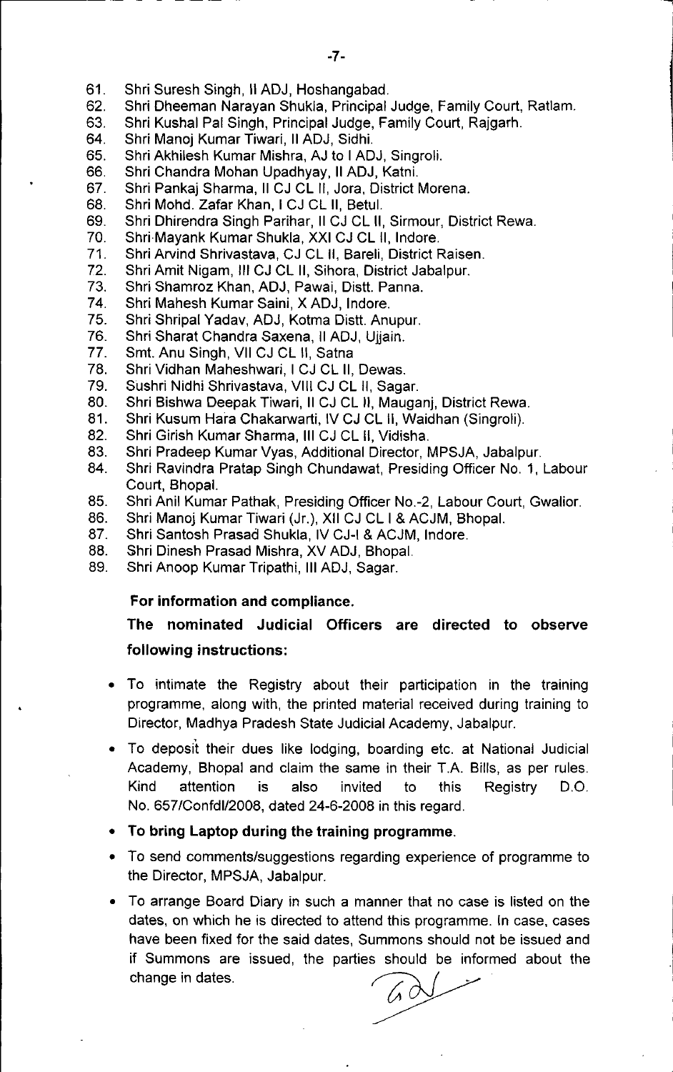61. Shri Suresh Singh, II ADJ, Hoshangabad.
62. Shri Dheeman Narayan Shukla, Principal Judge, Family Court, Ratlam.
63. Shri Kushal Pal Singh, Principal Judge, Family Court, Rajgarh.
64. Shri Manoj Kumar Tiwari, II ADJ, Sidhi.
65. Shri Akhilesh Kumar Mishra, AJ to I ADJ, Singroli.
66. Shri Chandra Mohan Upadhyay, II ADJ, Katni.
67. Shri Pankaj Sharma, II CJ CL II, Jora, District Morena.
68. Shri Mohd. Zafar Khan, I CJ CL II, Betul.
69. Shri Dhirendra Singh Parihar, II CJ CL II, Sirmour, District Rewa.
70. Shri Mayank Kumar Shukla, XXI CJ CL II, Indore.
71. Shri Arvind Shrivastava, CJ CL II, Bareli, District Raisen.
72. Shri Amit Nigam, III CJ CL II, Sihora, District Jabalpur.
73. Shri Shamroz Khan, ADJ, Pawai, Distt. Panna.
74. Shri Mahesh Kumar Saini, X ADJ, Indore.
75. Shri Shripal Yadav, ADJ, Kotma Distt. Anupur.
76. Shri Sharat Chandra Saxena, II ADJ, Ujjain.
77. Smt. Anu Singh, VII CJ CL II, Satna
78. Shri Vidhan Maheshwari, I CJ CL II, Dewas.
79. Sushri Nidhi Shrivastava, VIII CJ CL II, Sagar.
80. Shri Bishwa Deepak Tiwari, II CJ CL II, Mauganj, District Rewa.
81. Shri Kusum Hara Chakarwarti, IV CJ CL II, Waidhan (Singroli).
82. Shri Girish Kumar Sharma, III CJ CL II, Vidisha.
83. Shri Pradeep Kumar Vyas, Additional Director, MPSJA, Jabalpur.
84. Shri Ravindra Pratap Singh Chundawat, Presiding Officer No. 1, Labour Court, Bhopal.
85. Shri Anil Kumar Pathak, Presiding Officer No.-2, Labour Court, Gwalior.
86. Shri Manoj Kumar Tiwari (Jr.), XII CJ CL I & ACJM, Bhopal.
87. Shri Santosh Prasad Shukla, IV CJ-I & ACJM, Indore.
88. Shri Dinesh Prasad Mishra, XV ADJ, Bhopal.
89. Shri Anoop Kumar Tripathi, III ADJ, Sagar.

**For information and compliance.**

**The nominated Judicial Officers are directed to observe following instructions:**

- To intimate the Registry about their participation in the training programme, along with, the printed material received during training to Director, Madhya Pradesh State Judicial Academy, Jabalpur.
- To deposit their dues like lodging, boarding etc. at National Judicial Academy, Bhopal and claim the same in their T.A. Bills, as per rules. Kind attention is also invited to this Registry D.O. No. 657/Confdl/2008, dated 24-6-2008 in this regard.
- **To bring Laptop during the training programme.**
- To send comments/suggestions regarding experience of programme to the Director, MPSJA, Jabalpur.
- To arrange Board Diary in such a manner that no case is listed on the dates, on which he is directed to attend this programme. In case, cases have been fixed for the said dates, Summons should not be issued and if Summons are issued, the parties should be informed about the change in dates.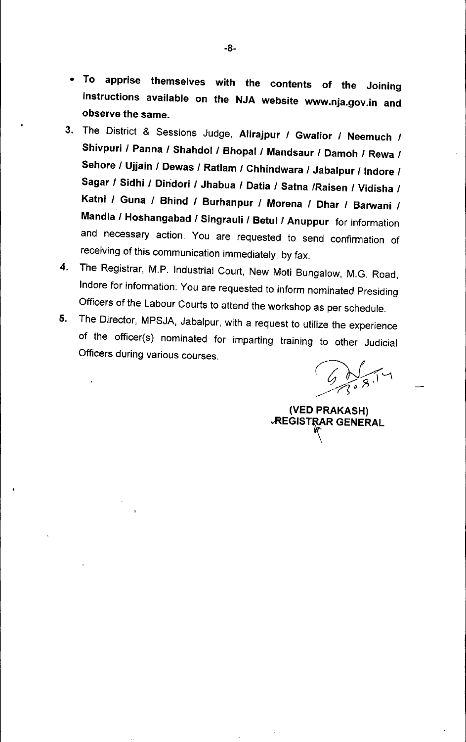- **To apprise themselves with the contents of the Joining Instructions available on the NJA website www.nja.gov.in and observe the same.**

3. The District & Sessions Judge, **Alirajpur / Gwalior / Neemuch / Shivpuri / Panna / Shahdol / Bhopal / Mandsaur / Damoh / Rewa / Sehore / Ujjain / Dewas / Ratlam / Chhindwara / Jabalpur / Indore / Sagar / Sidhi / Dindori / Jhabua / Datia / Satna /Raisen / Vidisha / Katni / Guna / Bhind / Burhanpur / Morena / Dhar / Barwani / Mandla / Hoshangabad / Singrauli / Betul / Anuppur** for information and necessary action. You are requested to send confirmation of receiving of this communication immediately, by fax.
4. The Registrar, M.P. Industrial Court, New Moti Bungalow, M.G. Road, Indore for information. You are requested to inform nominated Presiding Officers of the Labour Courts to attend the workshop as per schedule.
5. The Director, MPSJA, Jabalpur, with a request to utilize the experience of the officer(s) nominated for imparting training to other Judicial Officers during various courses.

30.8.14

**(VED PRAKASH)**
**REGISTRAR GENERAL**